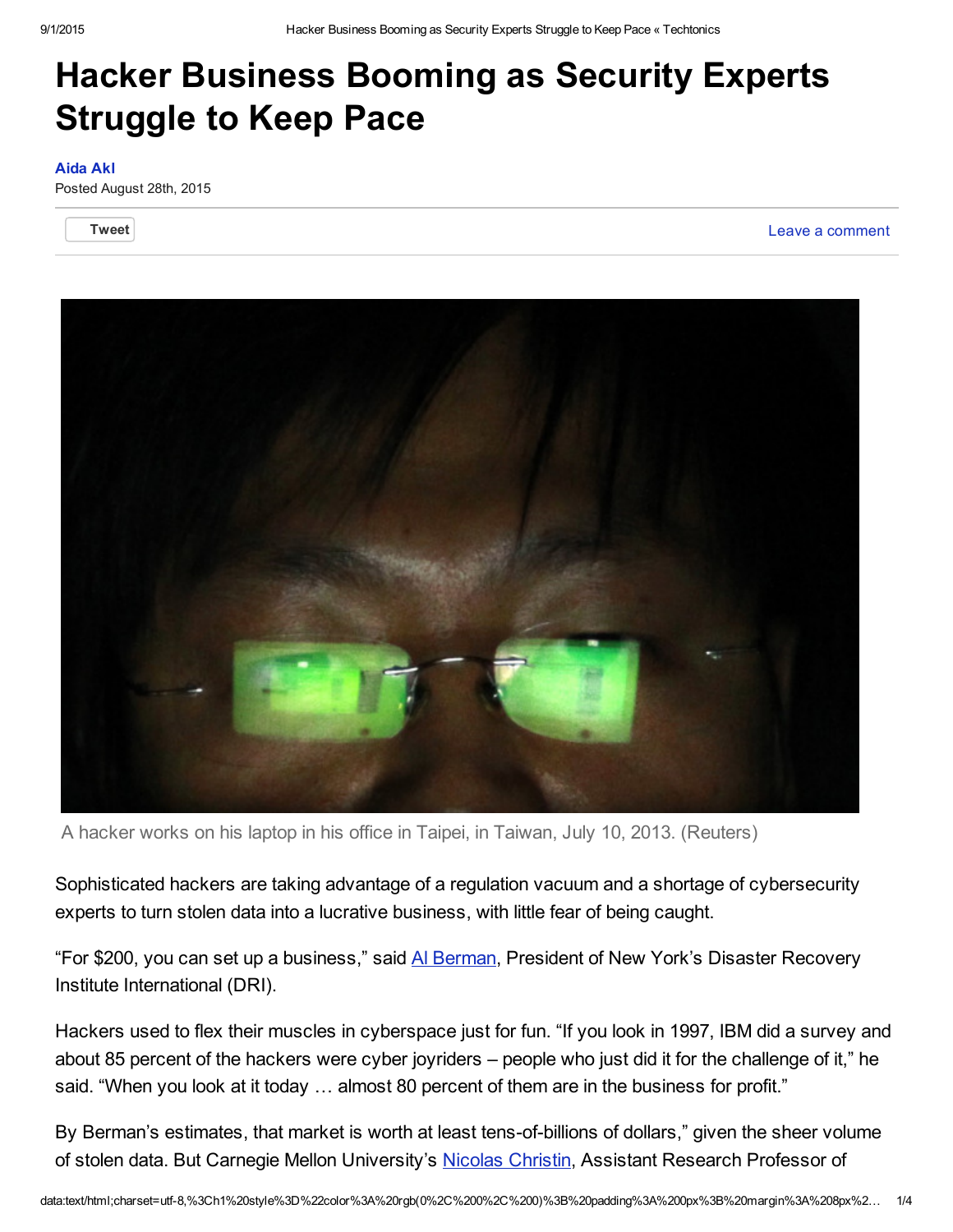# Hacker Business Booming as Security Experts Struggle to Keep Pace

Aida Akl
Posted August 28th, 2015

Tweet | Leave a comment

A hacker works on his laptop in his office in Taipei, in Taiwan, July 10, 2013. (Reuters)

Sophisticated hackers are taking advantage of a regulation vacuum and a shortage of cybersecurity experts to turn stolen data into a lucrative business, with little fear of being caught.

"For $200, you can set up a business," said Al Berman, President of New York's Disaster Recovery Institute International (DRI).

Hackers used to flex their muscles in cyberspace just for fun. "If you look in 1997, IBM did a survey and about 85 percent of the hackers were cyber joyriders – people who just did it for the challenge of it," he said. "When you look at it today … almost 80 percent of them are in the business for profit."

By Berman's estimates, that market is worth at least tens-of-billions of dollars," given the sheer volume of stolen data. But Carnegie Mellon University's Nicolas Christin, Assistant Research Professor of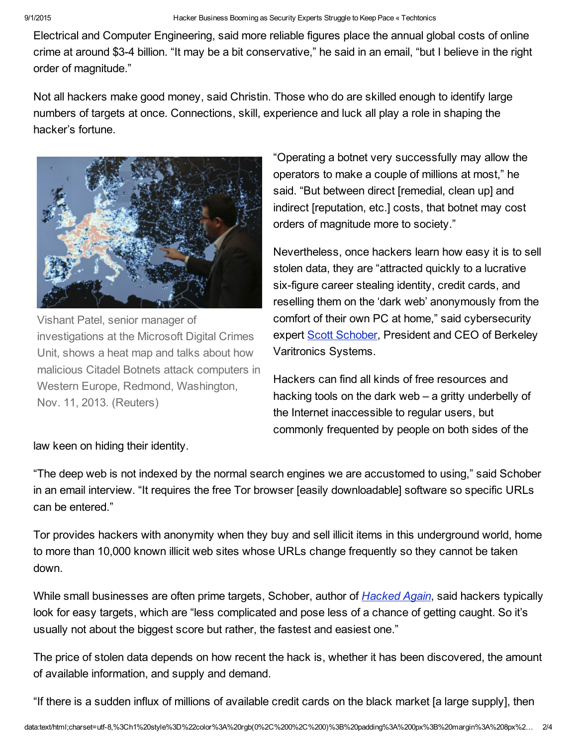Electrical and Computer Engineering, said more reliable figures place the annual global costs of online crime at around $3-4 billion. “It may be a bit conservative,” he said in an email, “but I believe in the right order of magnitude.”

Not all hackers make good money, said Christin. Those who do are skilled enough to identify large numbers of targets at once. Connections, skill, experience and luck all play a role in shaping the hacker’s fortune.

Vishant Patel, senior manager of investigations at the Microsoft Digital Crimes Unit, shows a heat map and talks about how malicious Citadel Botnets attack computers in Western Europe, Redmond, Washington, Nov. 11, 2013. (Reuters)

“Operating a botnet very successfully may allow the operators to make a couple of millions at most,” he said. “But between direct [remedial, clean up] and indirect [reputation, etc.] costs, that botnet may cost orders of magnitude more to society.”

Nevertheless, once hackers learn how easy it is to sell stolen data, they are “attracted quickly to a lucrative six-figure career stealing identity, credit cards, and reselling them on the ‘dark web’ anonymously from the comfort of their own PC at home,” said cybersecurity expert [Scott Schober](), President and CEO of Berkeley Varitronics Systems.

Hackers can find all kinds of free resources and hacking tools on the dark web – a gritty underbelly of the Internet inaccessible to regular users, but commonly frequented by people on both sides of the law keen on hiding their identity.

“The deep web is not indexed by the normal search engines we are accustomed to using,” said Schober in an email interview. “It requires the free Tor browser [easily downloadable] software so specific URLs can be entered.”

Tor provides hackers with anonymity when they buy and sell illicit items in this underground world, home to more than 10,000 known illicit web sites whose URLs change frequently so they cannot be taken down.

While small businesses are often prime targets, Schober, author of *Hacked Again*, said hackers typically look for easy targets, which are “less complicated and pose less of a chance of getting caught. So it’s usually not about the biggest score but rather, the fastest and easiest one.”

The price of stolen data depends on how recent the hack is, whether it has been discovered, the amount of available information, and supply and demand.

“If there is a sudden influx of millions of available credit cards on the black market [a large supply], then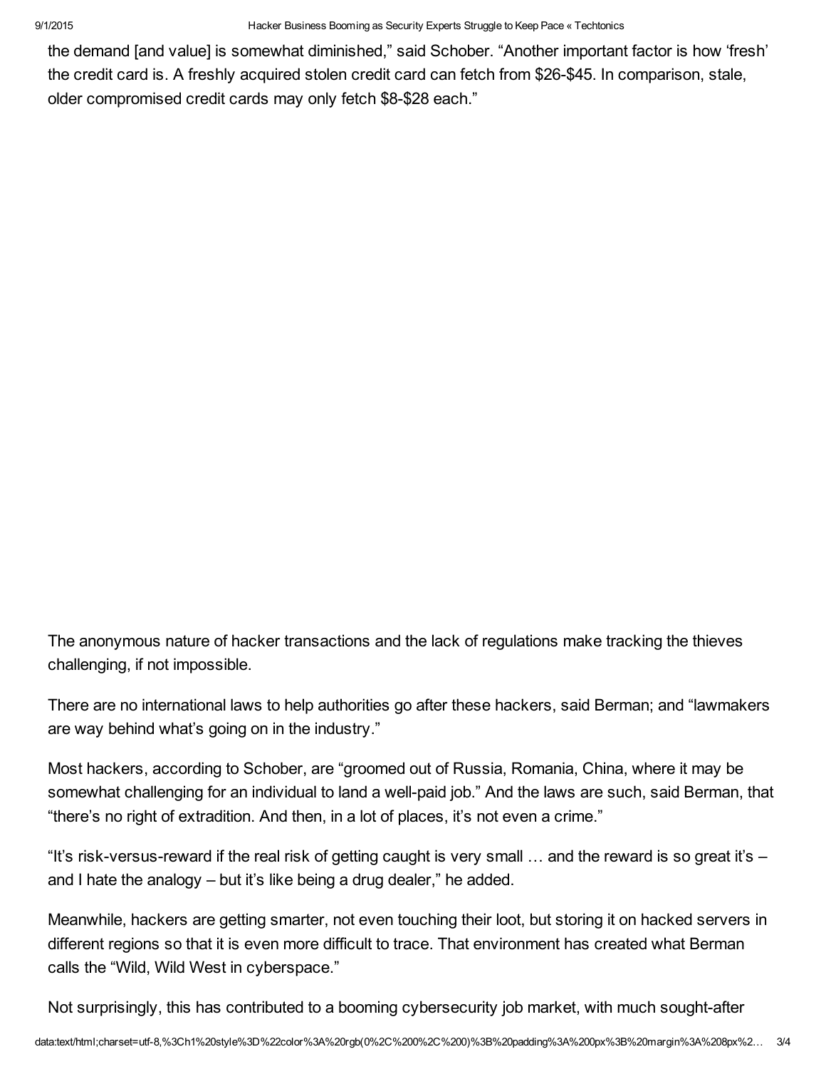the demand [and value] is somewhat diminished," said Schober. "Another important factor is how 'fresh' the credit card is. A freshly acquired stolen credit card can fetch from $26-$45. In comparison, stale, older compromised credit cards may only fetch $8-$28 each."

The anonymous nature of hacker transactions and the lack of regulations make tracking the thieves challenging, if not impossible.

There are no international laws to help authorities go after these hackers, said Berman; and "lawmakers are way behind what's going on in the industry."

Most hackers, according to Schober, are "groomed out of Russia, Romania, China, where it may be somewhat challenging for an individual to land a well-paid job." And the laws are such, said Berman, that "there's no right of extradition. And then, in a lot of places, it's not even a crime."

"It's risk-versus-reward if the real risk of getting caught is very small … and the reward is so great it's – and I hate the analogy – but it's like being a drug dealer," he added.

Meanwhile, hackers are getting smarter, not even touching their loot, but storing it on hacked servers in different regions so that it is even more difficult to trace. That environment has created what Berman calls the "Wild, Wild West in cyberspace."

Not surprisingly, this has contributed to a booming cybersecurity job market, with much sought-after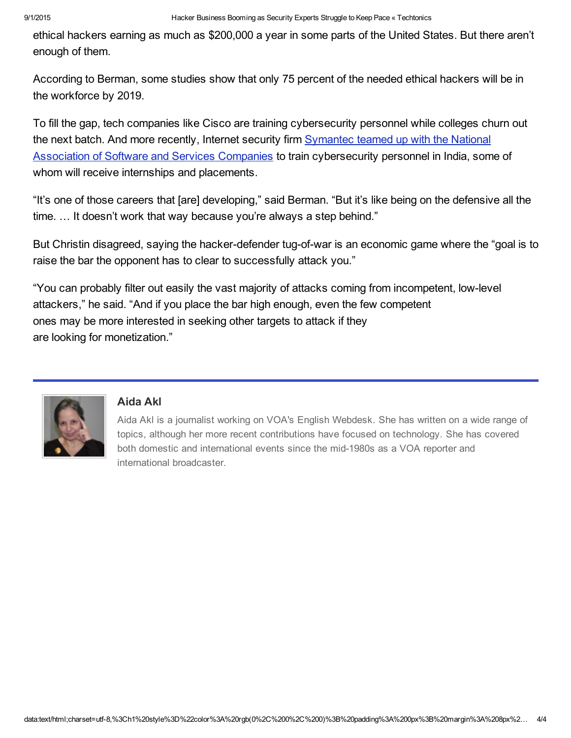ethical hackers earning as much as $200,000 a year in some parts of the United States. But there aren't enough of them.

According to Berman, some studies show that only 75 percent of the needed ethical hackers will be in the workforce by 2019.

To fill the gap, tech companies like Cisco are training cybersecurity personnel while colleges churn out the next batch. And more recently, Internet security firm Symantec teamed up with the National Association of Software and Services Companies to train cybersecurity personnel in India, some of whom will receive internships and placements.

"It's one of those careers that [are] developing," said Berman. "But it's like being on the defensive all the time. … It doesn't work that way because you're always a step behind."

But Christin disagreed, saying the hacker-defender tug-of-war is an economic game where the "goal is to raise the bar the opponent has to clear to successfully attack you."

"You can probably filter out easily the vast majority of attacks coming from incompetent, low-level attackers," he said. "And if you place the bar high enough, even the few competent ones may be more interested in seeking other targets to attack if they are looking for monetization."

---

**Aida Akl**

Aida Akl is a journalist working on VOA's English Webdesk. She has written on a wide range of topics, although her more recent contributions have focused on technology. She has covered both domestic and international events since the mid-1980s as a VOA reporter and international broadcaster.